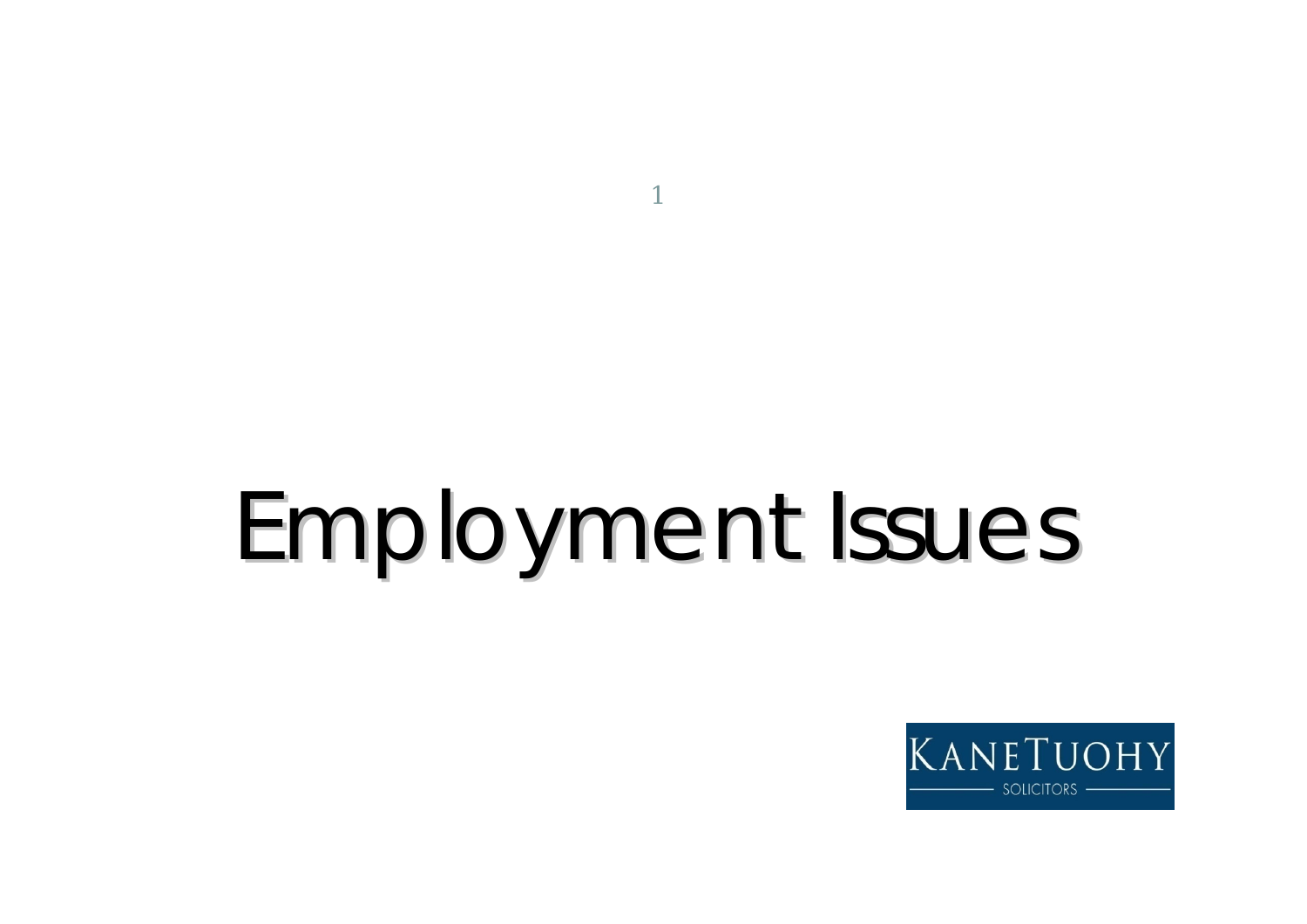# Employment Issues

KANETUOHY
SOLICITORS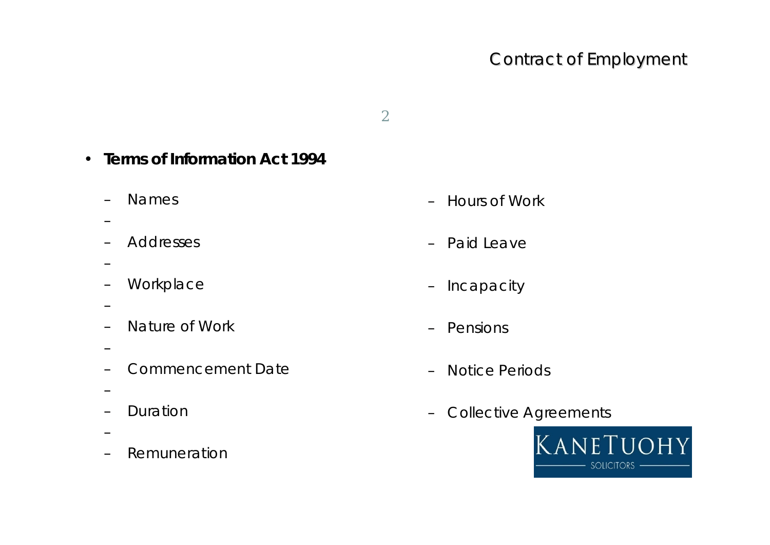## Contract of Employment

- **Terms of Information Act 1994**
  - Names
  - Addresses
  - Workplace
  - Nature of Work
  - Commencement Date
  - Duration
  - Remuneration
  - Hours of Work
  - Paid Leave
  - Incapacity
  - Pensions
  - Notice Periods
  - Collective Agreements

KANETUOHY SOLICITORS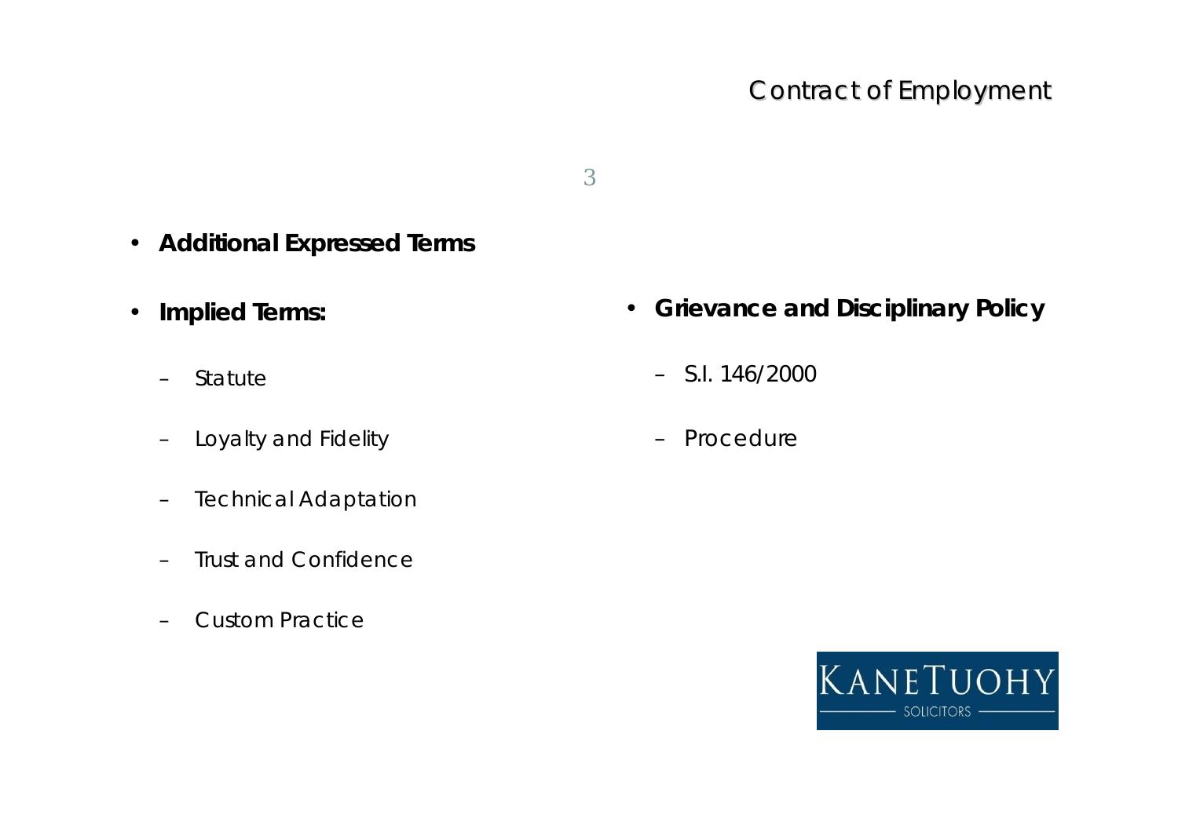# Contract of Employment

- **Additional Expressed Terms**
- **Implied Terms:**
  - Statute
  - Loyalty and Fidelity
  - Technical Adaptation
  - Trust and Confidence
  - Custom Practice
- **Grievance and Disciplinary Policy**
  - S.I. 146/2000
  - Procedure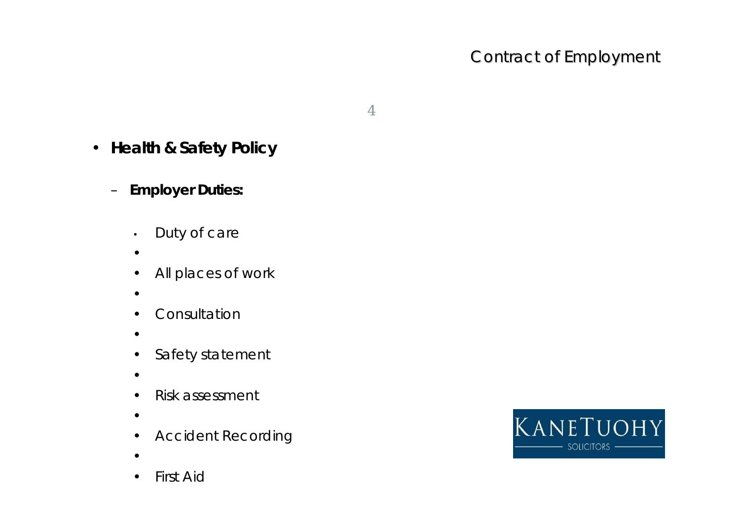# Contract of Employment

- **Health & Safety Policy**
  - **Employer Duties:**
    - Duty of care
    - All places of work
    - Consultation
    - Safety statement
    - Risk assessment
    - Accident Recording
    - First Aid

KANETUOHY SOLICITORS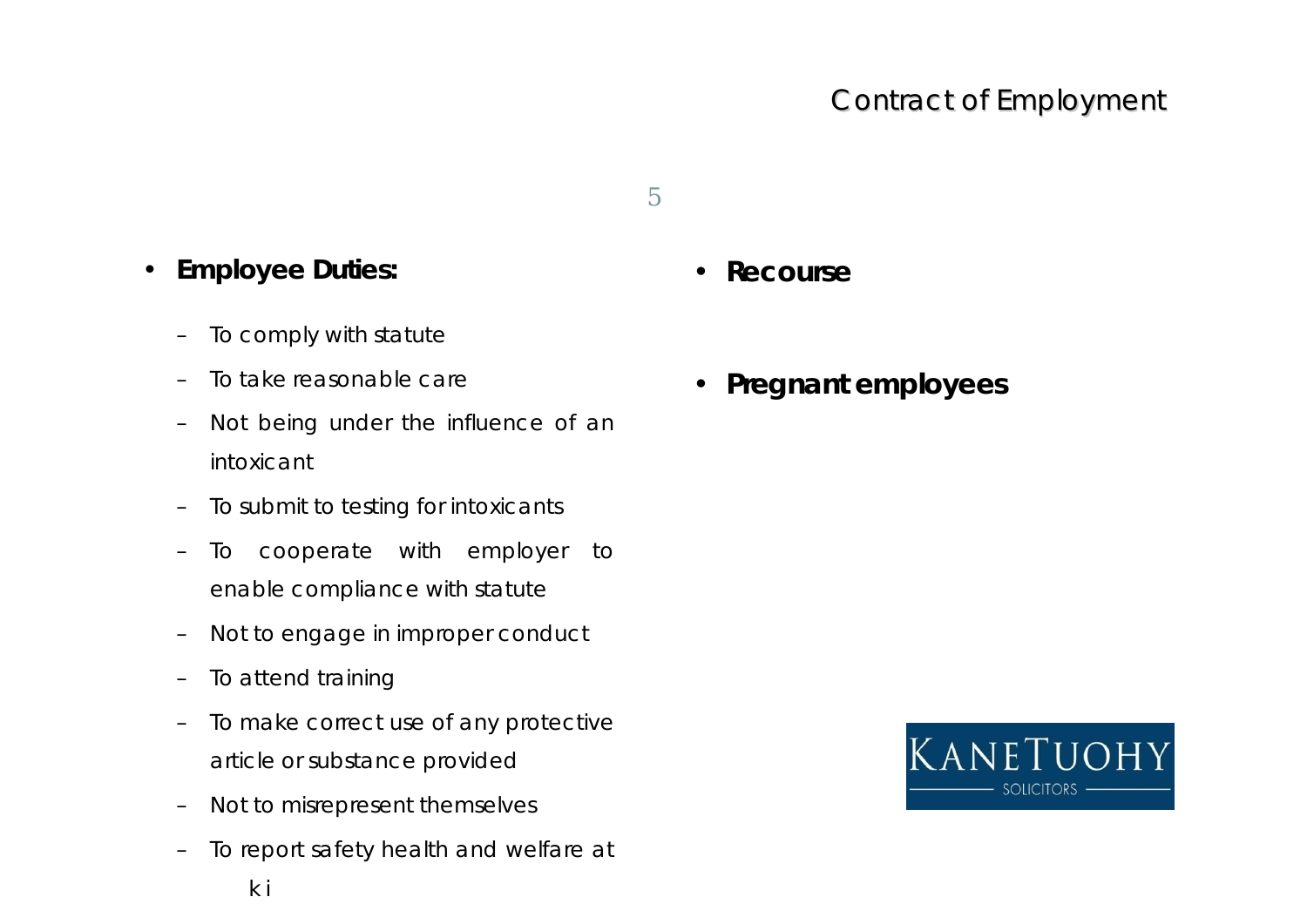# Contract of Employment

- **Employee Duties:**
  - To comply with statute
  - To take reasonable care
  - Not being under the influence of an intoxicant
  - To submit to testing for intoxicants
  - To cooperate with employer to enable compliance with statute
  - Not to engage in improper conduct
  - To attend training
  - To make correct use of any protective article or substance provided
  - Not to misrepresent themselves
  - To report safety health and welfare at k i

- **Recourse**

- **Pregnant employees**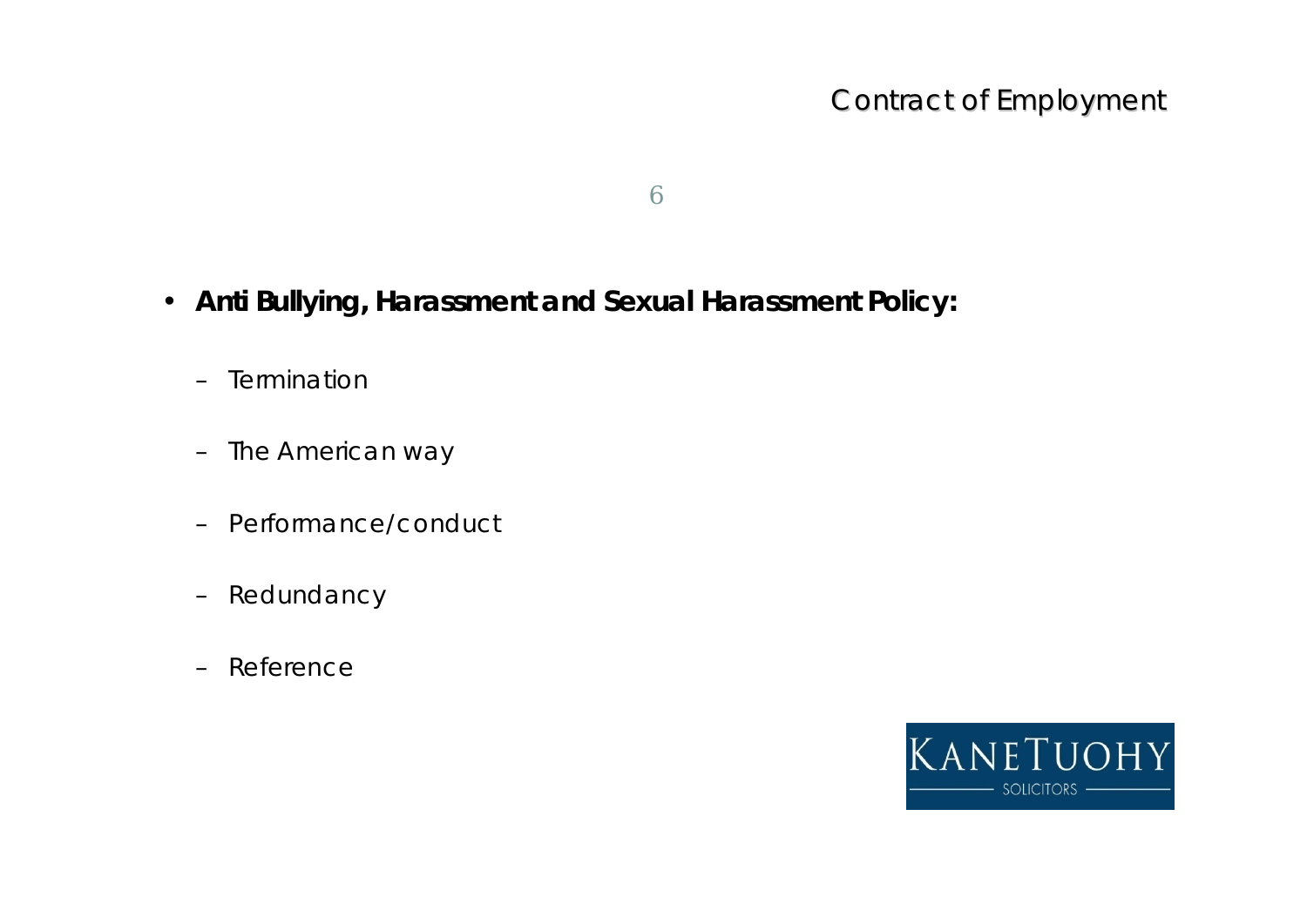- **Anti Bullying, Harassment and Sexual Harassment Policy:**
  - Termination
  - The American way
  - Performance/conduct
  - Redundancy
  - Reference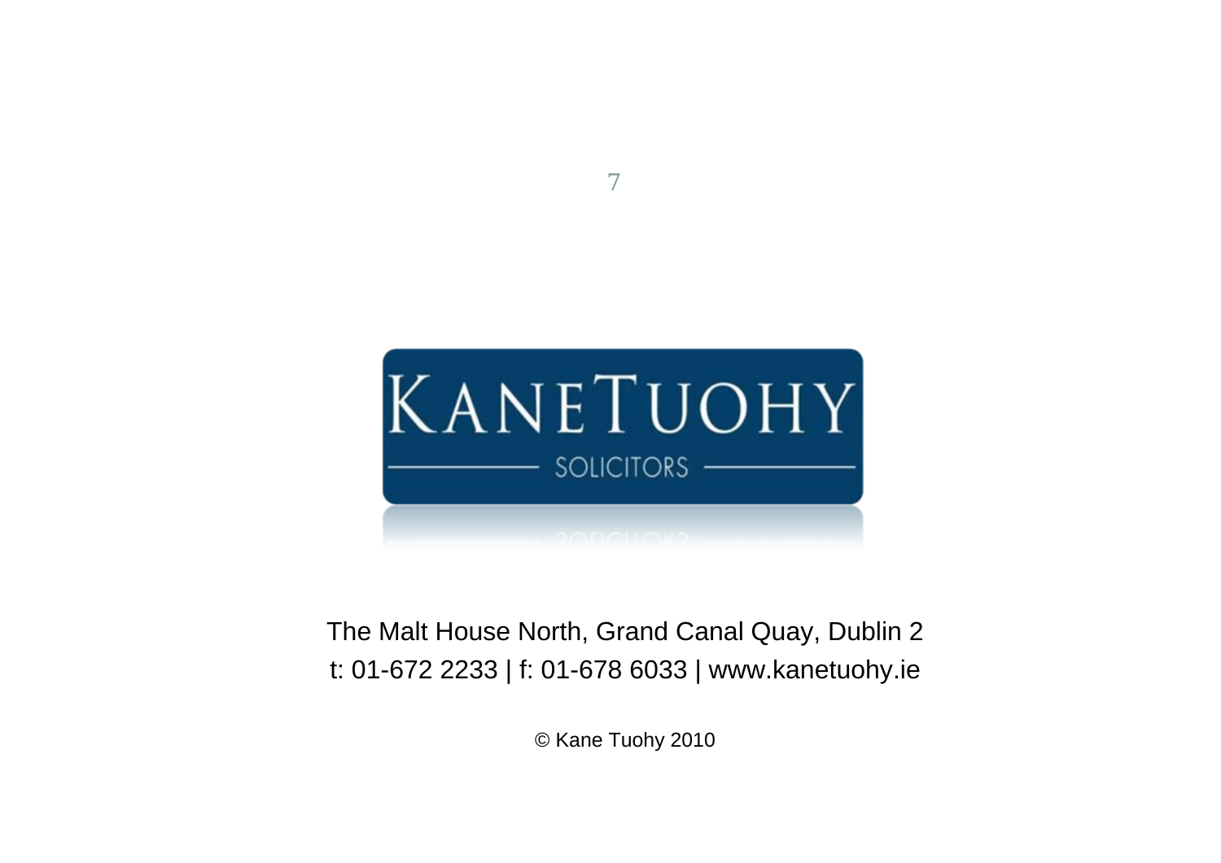KANETUOHY

SOLICITORS

The Malt House North, Grand Canal Quay, Dublin 2

t: 01-672 2233 | f: 01-678 6033 | www.kanetuohy.ie

© Kane Tuohy 2010